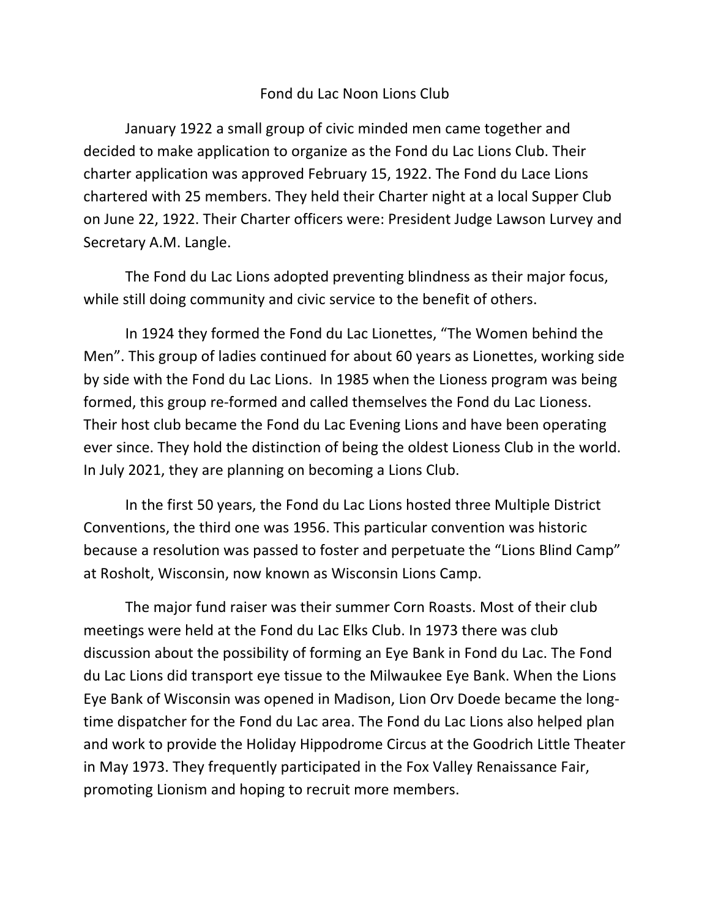# Fond du Lac Noon Lions Club

January 1922 a small group of civic minded men came together and decided to make application to organize as the Fond du Lac Lions Club. Their charter application was approved February 15, 1922. The Fond du Lace Lions chartered with 25 members. They held their Charter night at a local Supper Club on June 22, 1922. Their Charter officers were: President Judge Lawson Lurvey and Secretary A.M. Langle.

The Fond du Lac Lions adopted preventing blindness as their major focus, while still doing community and civic service to the benefit of others.

In 1924 they formed the Fond du Lac Lionettes, "The Women behind the Men". This group of ladies continued for about 60 years as Lionettes, working side by side with the Fond du Lac Lions. In 1985 when the Lioness program was being formed, this group re-formed and called themselves the Fond du Lac Lioness. Their host club became the Fond du Lac Evening Lions and have been operating ever since. They hold the distinction of being the oldest Lioness Club in the world. In July 2021, they are planning on becoming a Lions Club.

In the first 50 years, the Fond du Lac Lions hosted three Multiple District Conventions, the third one was 1956. This particular convention was historic because a resolution was passed to foster and perpetuate the "Lions Blind Camp" at Rosholt, Wisconsin, now known as Wisconsin Lions Camp.

The major fund raiser was their summer Corn Roasts. Most of their club meetings were held at the Fond du Lac Elks Club. In 1973 there was club discussion about the possibility of forming an Eye Bank in Fond du Lac. The Fond du Lac Lions did transport eye tissue to the Milwaukee Eye Bank. When the Lions Eye Bank of Wisconsin was opened in Madison, Lion Orv Doede became the long-time dispatcher for the Fond du Lac area. The Fond du Lac Lions also helped plan and work to provide the Holiday Hippodrome Circus at the Goodrich Little Theater in May 1973. They frequently participated in the Fox Valley Renaissance Fair, promoting Lionism and hoping to recruit more members.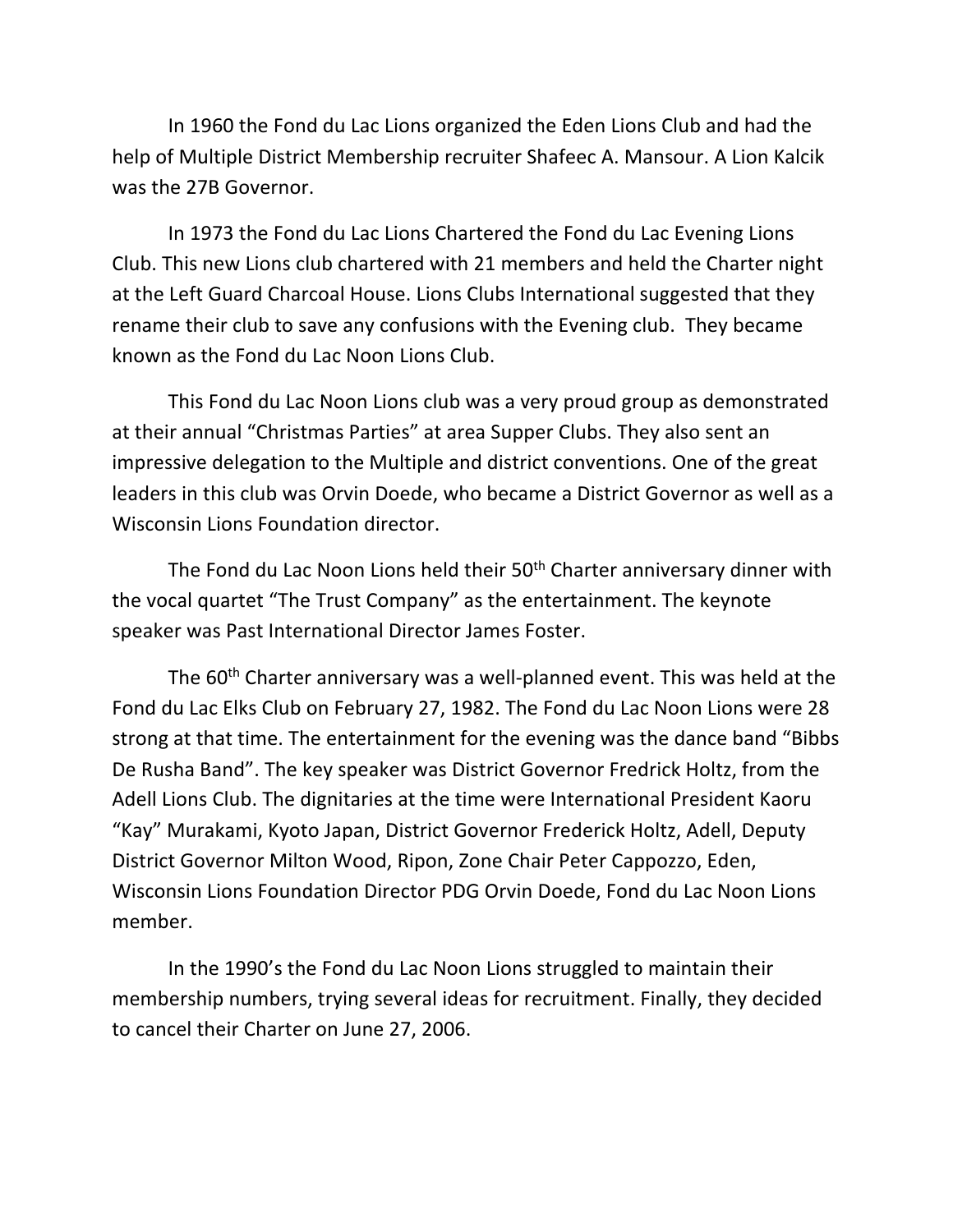In 1960 the Fond du Lac Lions organized the Eden Lions Club and had the help of Multiple District Membership recruiter Shafeec A. Mansour. A Lion Kalcik was the 27B Governor.

In 1973 the Fond du Lac Lions Chartered the Fond du Lac Evening Lions Club. This new Lions club chartered with 21 members and held the Charter night at the Left Guard Charcoal House. Lions Clubs International suggested that they rename their club to save any confusions with the Evening club. They became known as the Fond du Lac Noon Lions Club.

This Fond du Lac Noon Lions club was a very proud group as demonstrated at their annual "Christmas Parties" at area Supper Clubs. They also sent an impressive delegation to the Multiple and district conventions. One of the great leaders in this club was Orvin Doede, who became a District Governor as well as a Wisconsin Lions Foundation director.

The Fond du Lac Noon Lions held their 50th Charter anniversary dinner with the vocal quartet "The Trust Company" as the entertainment. The keynote speaker was Past International Director James Foster.

The 60th Charter anniversary was a well-planned event. This was held at the Fond du Lac Elks Club on February 27, 1982. The Fond du Lac Noon Lions were 28 strong at that time. The entertainment for the evening was the dance band "Bibbs De Rusha Band". The key speaker was District Governor Fredrick Holtz, from the Adell Lions Club. The dignitaries at the time were International President Kaoru "Kay" Murakami, Kyoto Japan, District Governor Frederick Holtz, Adell, Deputy District Governor Milton Wood, Ripon, Zone Chair Peter Cappozzo, Eden, Wisconsin Lions Foundation Director PDG Orvin Doede, Fond du Lac Noon Lions member.

In the 1990's the Fond du Lac Noon Lions struggled to maintain their membership numbers, trying several ideas for recruitment. Finally, they decided to cancel their Charter on June 27, 2006.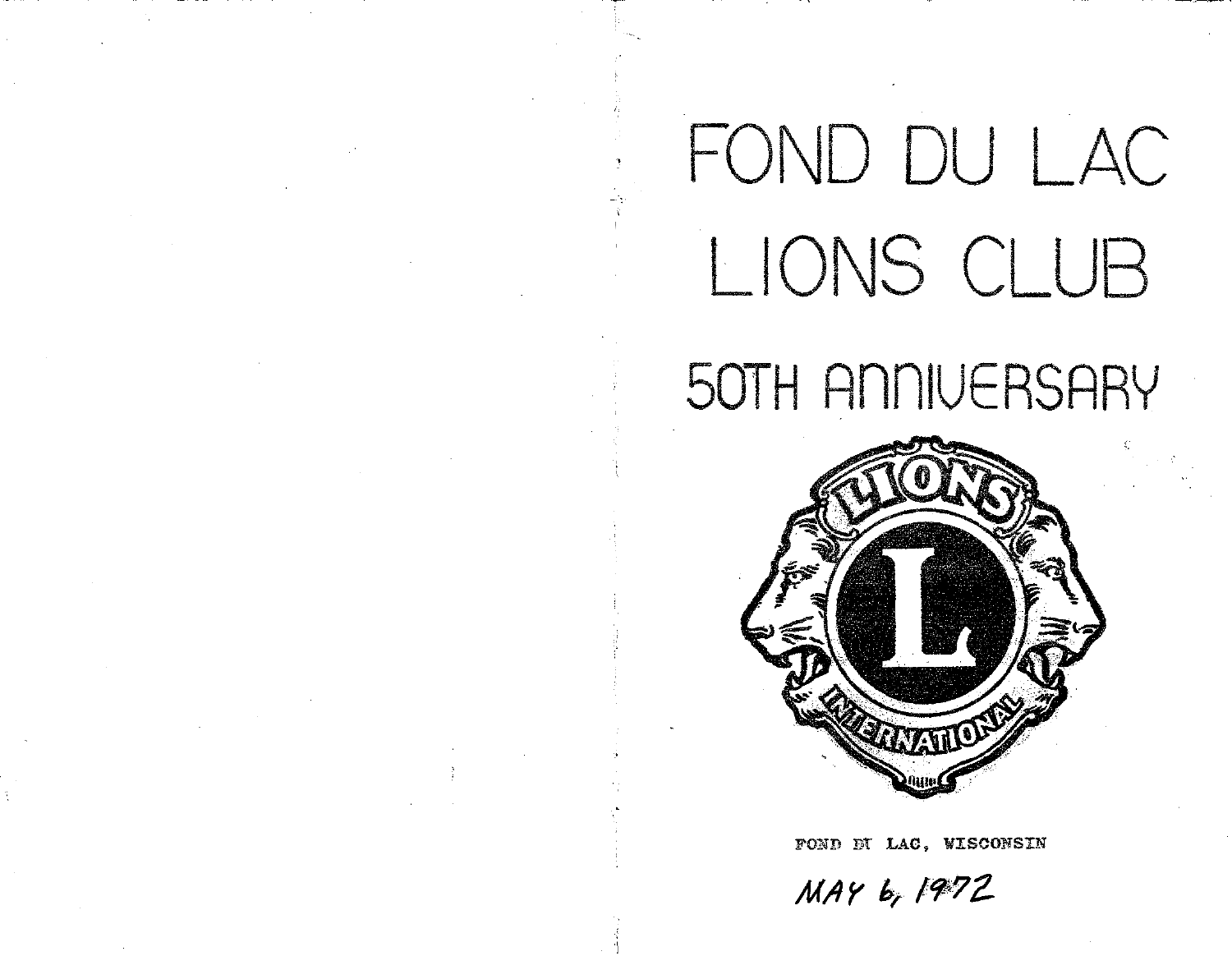# FOND DU LAC LIONS CLUB

## 50TH ANNIVERSARY

LIONS

L

INTERNATIONAL

FOND DU LAC, WISCONSIN

*MAY 6, 1972*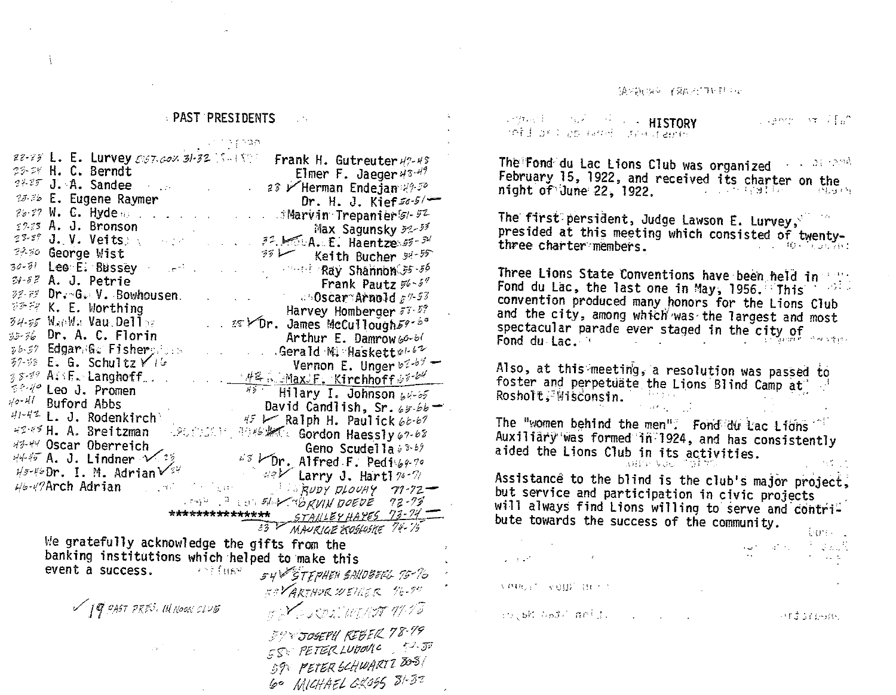## PAST PRESIDENTS

22-23 L. E. Lurvey DIST. GOV. 31-32
23-24 H. C. Berndt
24-25 J. A. Sandee
25-26 E. Eugene Raymer
26-27 W. C. Hyde
27-28 A. J. Bronson
28-29 J. V. Veits
29-30 George Wist
30-31 Leo E. Bussey
31-32 A. J. Petrie
32-33 Dr. G. V. Bowhousen
33-34 K. E. Worthing
34-35 W. W. Vau Dell
35-36 Dr. A. C. Florin
36-37 Edgar G. Fisher
37-38 E. G. Schultz ✓
38-39 A. F. Langhoff
39-40 Leo J. Promen
40-41 Buford Abbs
41-42 L. J. Rodenkirch
42-43 H. A. Breitzman
43-44 Oscar Oberreich
44-45 A. J. Lindner ✓
45-46 Dr. I. M. Adrian ✓
46-47 Arch Adrian

Frank H. Gutreuter 47-48
Elmer F. Jaeger 48-49
✓ Herman Endejan 49-50
Dr. H. J. Kief 50-51
Marvin Trepanier 51-52
Max Sagunsky 52-53
A. E. Haentze 53-54
✓ Keith Bucher 54-55
Ray Shannon 55-56
Frank Pautz 56-57
Oscar Arnold 57-58
Harvey Homberger 58-59
✓ Dr. James McCullough 59-60
Arthur E. Damrow 60-61
Gerald M. Haskett 61-62
Vernon E. Unger 62-63
Max F. Kirchhoff 63-64
Hilary I. Johnson 64-65
David Candlish, Sr. 65-66
✓ Ralph H. Paulick 66-67
Gordon Haessly 67-68
Geno Scudella 68-69
✓ Dr. Alfred F. Pedi 69-70
✓ Larry J. Hartl 70-71
RUDY DLOUHY 71-72
✓ ORVIN DOEDE 72-73
STANLEY HAYES 73-74
✓ MAURICE KOSLOSKE 74-75
✓ STEPHEN SANDBERG 75-76
✓ ARTHUR WEIGER 76-77
77-78
JOSEPH REBER 78-79
PETER LUDOVIC 79-80
PETER SCHWARTZ 80-81
MICHAEL GROSS 81-82

***************

We gratefully acknowledge the gifts from the banking institutions which helped to make this event a success.

✓ 19 PAST PRES. IN NOON CLUB

## HISTORY

The Fond du Lac Lions Club was organized February 15, 1922, and received its charter on the night of June 22, 1922.

The first persident, Judge Lawson E. Lurvey, presided at this meeting which consisted of twenty-three charter members.

Three Lions State Conventions have been held in Fond du Lac, the last one in May, 1956. This convention produced many honors for the Lions Club and the city, among which was the largest and most spectacular parade ever staged in the city of Fond du Lac.

Also, at this meeting, a resolution was passed to foster and perpetuate the Lions Blind Camp at Rosholt, Wisconsin.

The "women behind the men". Fond du Lac Lions Auxiliary was formed in 1924, and has consistently aided the Lions Club in its activities.

Assistance to the blind is the club's major project, but service and participation in civic projects will always find Lions willing to serve and contribute towards the success of the community.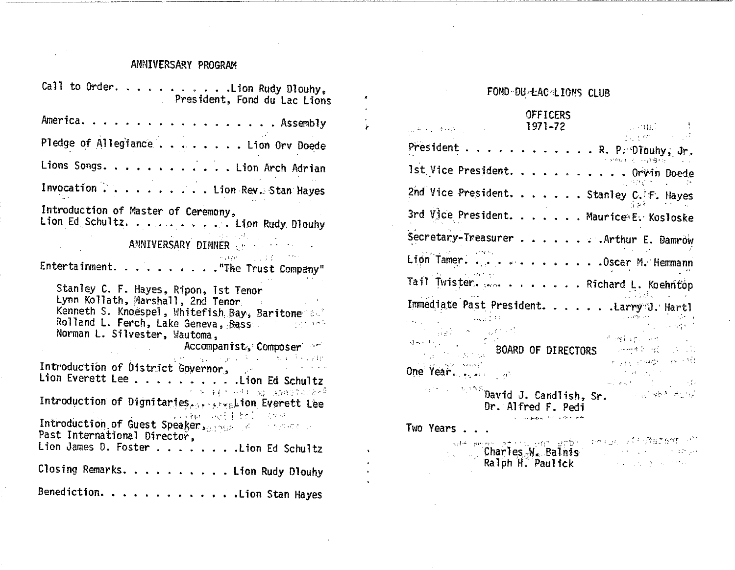## ANNIVERSARY PROGRAM

Call to Order. . . . . . . . . . . .Lion Rudy Dlouhy, President, Fond du Lac Lions

America. . . . . . . . . . . . . . . . . . Assembly

Pledge of Allegiance . . . . . . . . Lion Orv Doede

Lions Songs. . . . . . . . . . . . Lion Arch Adrian

Invocation . . . . . . . . . . Lion Rev. Stan Hayes

Introduction of Master of Ceremony, Lion Ed Schultz. . . . . . . . . . Lion Rudy Dlouhy

### ANNIVERSARY DINNER

Entertainment. . . . . . . . . ."The Trust Company"

Stanley C. F. Hayes, Ripon, 1st Tenor
Lynn Kollath, Marshall, 2nd Tenor
Kenneth S. Knoespel, Whitefish Bay, Baritone
Rolland L. Ferch, Lake Geneva, Bass
Norman L. Silvester, Wautoma, Accompanist, Composer

Introduction of District Governor, Lion Everett Lee . . . . . . . . . .Lion Ed Schultz

Introduction of Dignitaries. . . . .Lion Everett Lee

Introduction of Guest Speaker, Past International Director, Lion James D. Foster . . . . . . . .Lion Ed Schultz

Closing Remarks. . . . . . . . . . Lion Rudy Dlouhy

Benediction. . . . . . . . . . . . .Lion Stan Hayes

## FOND DU LAC LIONS CLUB

### OFFICERS 1971-72

President . . . . . . . . . . . . R. P. Dlouhy, Jr.

1st Vice President. . . . . . . . . . . Orvin Doede

2nd Vice President. . . . . . Stanley C. F. Hayes

3rd Vice President. . . . . . Maurice E. Kosloske

Secretary-Treasurer . . . . . . . . .Arthur E. Damrow

Lion Tamer. . . . . . . . . . . .Oscar M. Hemmann

Tail Twister. . . . . . . . . Richard L. Koehntop

Immediate Past President. . . . . . .Larry J. Hartl

### BOARD OF DIRECTORS

One Year. . .

David J. Candlish, Sr.
Dr. Alfred F. Pedi

Two Years . . .

Charles W. Balnis
Ralph H. Paulick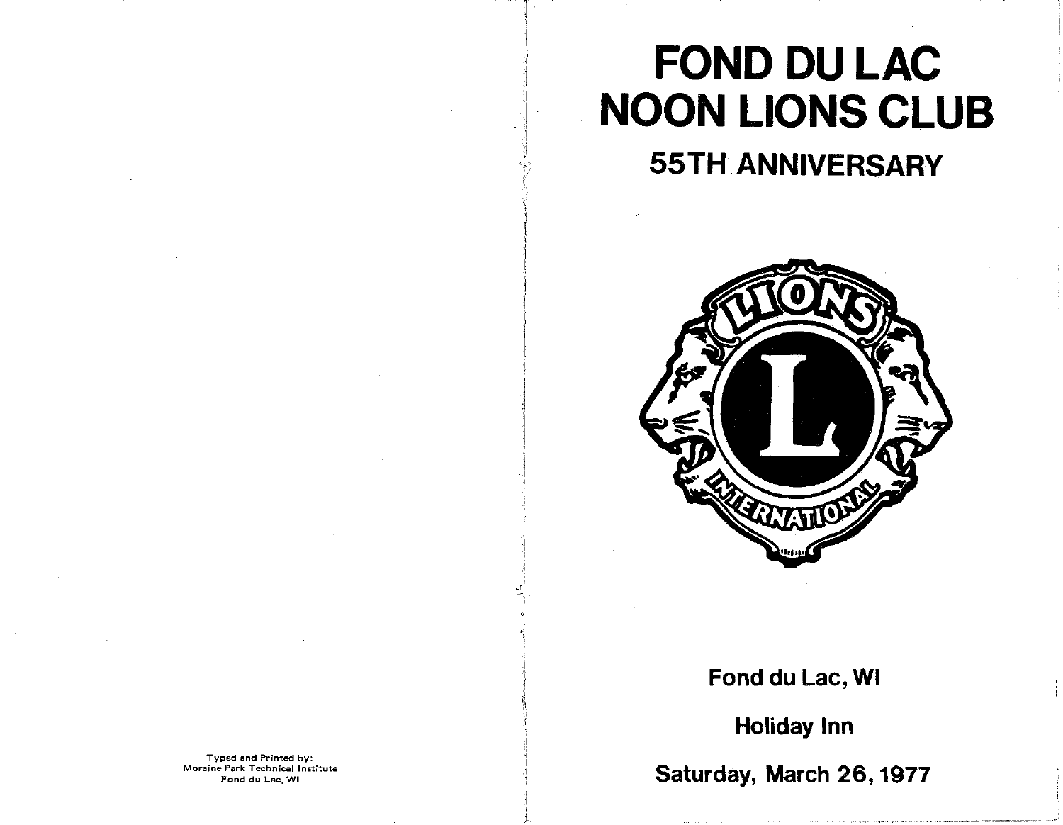Typed and Printed by:
Moraine Park Technical Institute
Fond du Lac, WI

# FOND DU LAC NOON LIONS CLUB

## 55TH ANNIVERSARY

**Fond du Lac, WI**

**Holiday Inn**

**Saturday, March 26, 1977**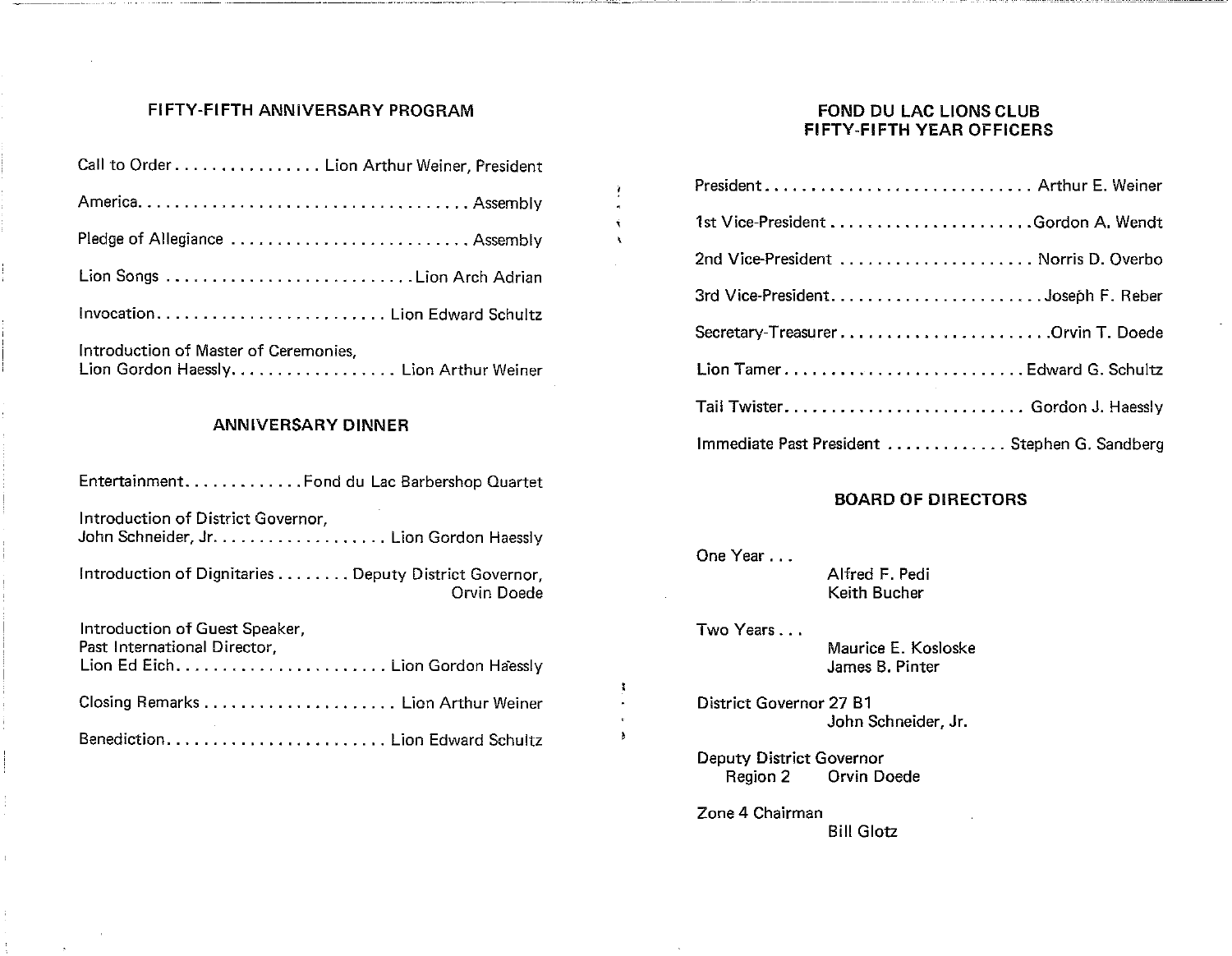## FIFTY-FIFTH ANNIVERSARY PROGRAM

Call to Order . . . . . . . . . . . . . . . . Lion Arthur Weiner, President

America. . . . . . . . . . . . . . . . . . . . . . . . . . . . . . . . . . . Assembly

Pledge of Allegiance . . . . . . . . . . . . . . . . . . . . . . . . . . Assembly

Lion Songs . . . . . . . . . . . . . . . . . . . . . . . . . . . Lion Arch Adrian

Invocation. . . . . . . . . . . . . . . . . . . . . . . . . Lion Edward Schultz

Introduction of Master of Ceremonies,
Lion Gordon Haessly. . . . . . . . . . . . . . . . . . Lion Arthur Weiner

## ANNIVERSARY DINNER

Entertainment. . . . . . . . . . . . Fond du Lac Barbershop Quartet

Introduction of District Governor,
John Schneider, Jr. . . . . . . . . . . . . . . . . . . Lion Gordon Haessly

Introduction of Dignitaries . . . . . . . . Deputy District Governor, Orvin Doede

Introduction of Guest Speaker,
Past International Director,
Lion Ed Eich. . . . . . . . . . . . . . . . . . . . . . . Lion Gordon Haessly

Closing Remarks . . . . . . . . . . . . . . . . . . . . . Lion Arthur Weiner

Benediction. . . . . . . . . . . . . . . . . . . . . . . . Lion Edward Schultz

## FOND DU LAC LIONS CLUB FIFTY-FIFTH YEAR OFFICERS

President. . . . . . . . . . . . . . . . . . . . . . . . . . . . . Arthur E. Weiner

1st Vice-President . . . . . . . . . . . . . . . . . . . . . . Gordon A. Wendt

2nd Vice-President . . . . . . . . . . . . . . . . . . . . . Norris D. Overbo

3rd Vice-President. . . . . . . . . . . . . . . . . . . . . . . . Joseph F. Reber

Secretary-Treasurer . . . . . . . . . . . . . . . . . . . . . . . Orvin T. Doede

Lion Tamer . . . . . . . . . . . . . . . . . . . . . . . . . . Edward G. Schultz

Tail Twister. . . . . . . . . . . . . . . . . . . . . . . . . . Gordon J. Haessly

Immediate Past President . . . . . . . . . . . . . Stephen G. Sandberg

## BOARD OF DIRECTORS

One Year . . .
Alfred F. Pedi
Keith Bucher

Two Years . . .
Maurice E. Kosloske
James B. Pinter

District Governor 27 B1
John Schneider, Jr.

Deputy District Governor
Region 2 Orvin Doede

Zone 4 Chairman
Bill Glotz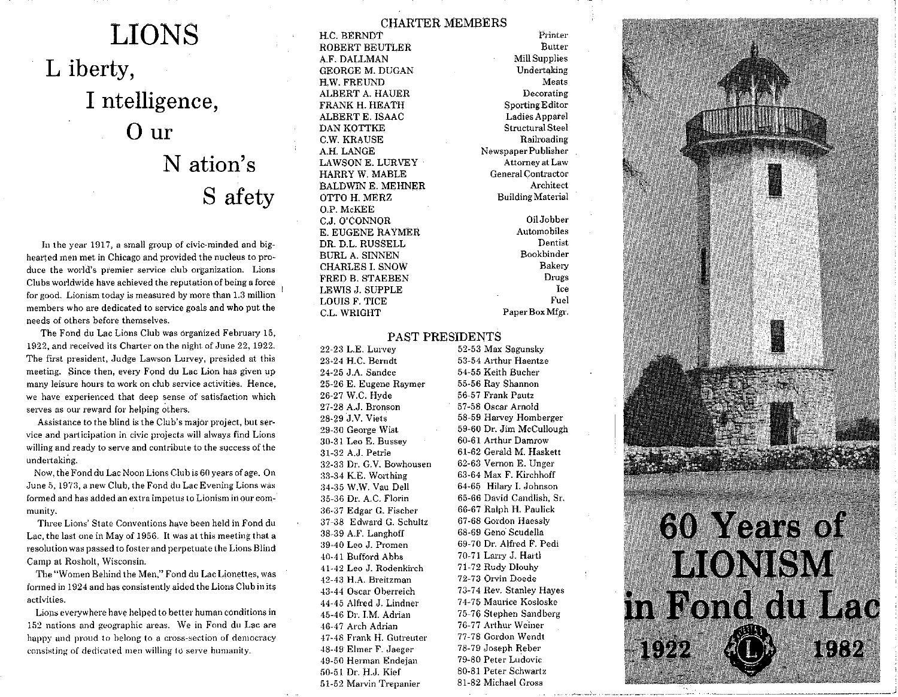# LIONS

**L** iberty,

**I** ntelligence,

**O** ur

**N** ation's

**S** afety

In the year 1917, a small group of civic-minded and big-hearted men met in Chicago and provided the nucleus to produce the world's premier service club organization. Lions Clubs worldwide have achieved the reputation of being a force for good. Lionism today is measured by more than 1.3 million members who are dedicated to service goals and who put the needs of others before themselves.

The Fond du Lac Lions Club was organized February 15, 1922, and received its Charter on the night of June 22, 1922. The first president, Judge Lawson Lurvey, presided at this meeting. Since then, every Fond du Lac Lion has given up many leisure hours to work on club service activities. Hence, we have experienced that deep sense of satisfaction which serves as our reward for helping others.

Assistance to the blind is the Club's major project, but service and participation in civic projects will always find Lions willing and ready to serve and contribute to the success of the undertaking.

Now, the Fond du Lac Noon Lions Club is 60 years of age. On June 5, 1973, a new Club, the Fond du Lac Evening Lions was formed and has added an extra impetus to Lionism in our community.

Three Lions' State Conventions have been held in Fond du Lac, the last one in May of 1956. It was at this meeting that a resolution was passed to foster and perpetuate the Lions Blind Camp at Rosholt, Wisconsin.

The "Women Behind the Men," Fond du Lac Lionettes, was formed in 1924 and has consistently aided the Lions Club in its activities.

Lions everywhere have helped to better human conditions in 152 nations and geographic areas. We in Fond du Lac are happy and proud to belong to a cross-section of democracy consisting of dedicated men willing to serve humanity.

## CHARTER MEMBERS

| | |
|---|---|
| H.C. BERNDT | Printer |
| ROBERT BEUTLER | Butter |
| A.F. DALLMAN | Mill Supplies |
| GEORGE M. DUGAN | Undertaking |
| H.W. FREUND | Meats |
| ALBERT A. HAUER | Decorating |
| FRANK H. HEATH | Sporting Editor |
| ALBERT E. ISAAC | Ladies Apparel |
| DAN KOTTKE | Structural Steel |
| C.W. KRAUSE | Railroading |
| A.H. LANGE | Newspaper Publisher |
| LAWSON E. LURVEY | Attorney at Law |
| HARRY W. MABLE | General Contractor |
| BALDWIN E. MEHNER | Architect |
| OTTO H. MERZ | Building Material |
| O.P. McKEE | |
| C.J. O'CONNOR | Oil Jobber |
| E. EUGENE RAYMER | Automobiles |
| DR. D.L. RUSSELL | Dentist |
| BURL A. SINNEN | Bookbinder |
| CHARLES I. SNOW | Bakery |
| FRED B. STAEBEN | Drugs |
| LEWIS J. SUPPLE | Ice |
| LOUIS F. TICE | Fuel |
| C.L. WRIGHT | Paper Box Mfgr. |

## PAST PRESIDENTS

22-23 L.E. Lurvey
23-24 H.C. Berndt
24-25 J.A. Sandee
25-26 E. Eugene Raymer
26-27 W.C. Hyde
27-28 A.J. Bronson
28-29 J.V. Viets
29-30 George Wist
30-31 Leo E. Bussey
31-32 A.J. Petrie
32-33 Dr. G.V. Bowhousen
33-34 K.E. Worthing
34-35 W.W. Van Dell
35-36 Dr. A.C. Florin
36-37 Edgar G. Fischer
37-38 Edward G. Schultz
38-39 A.F. Langhoff
39-40 Leo J. Fromen
40-41 Bufford Abbs
41-42 Leo J. Rodenkirch
42-43 H.A. Breitzman
43-44 Oscar Oberreich
44-45 Alfred J. Lindner
45-46 Dr. I.M. Adrian
46-47 Arch Adrian
47-48 Frank H. Gutreuter
48-49 Elmer F. Jaeger
49-50 Herman Endejan
50-51 Dr. H.J. Kief
51-52 Marvin Trepanier
52-53 Max Sagunsky
53-54 Arthur Haentze
54-55 Keith Bucher
55-56 Ray Shannon
56-57 Frank Pautz
57-58 Oscar Arnold
58-59 Harvey Homberger
59-60 Dr. Jim McCullough
60-61 Arthur Damrow
61-62 Gerald M. Haskett
62-63 Vernon E. Unger
63-64 Max F. Kirchhoff
64-65 Hilary I. Johnson
65-66 David Candlish, Sr.
66-67 Ralph H. Paulick
67-68 Gordon Haessly
68-69 Geno Scudella
69-70 Dr. Alfred F. Pedi
70-71 Larry J. Hartl
71-72 Rudy Dlouhy
72-73 Orvin Doede
73-74 Rev. Stanley Hayes
74-75 Maurice Kosloske
75-76 Stephen Sandberg
76-77 Arthur Weiner
77-78 Gordon Wendt
78-79 Joseph Reber
79-80 Peter Ludovic
80-81 Peter Schwartz
81-82 Michael Gross

# 60 Years of LIONISM in Fond du Lac

1922 1982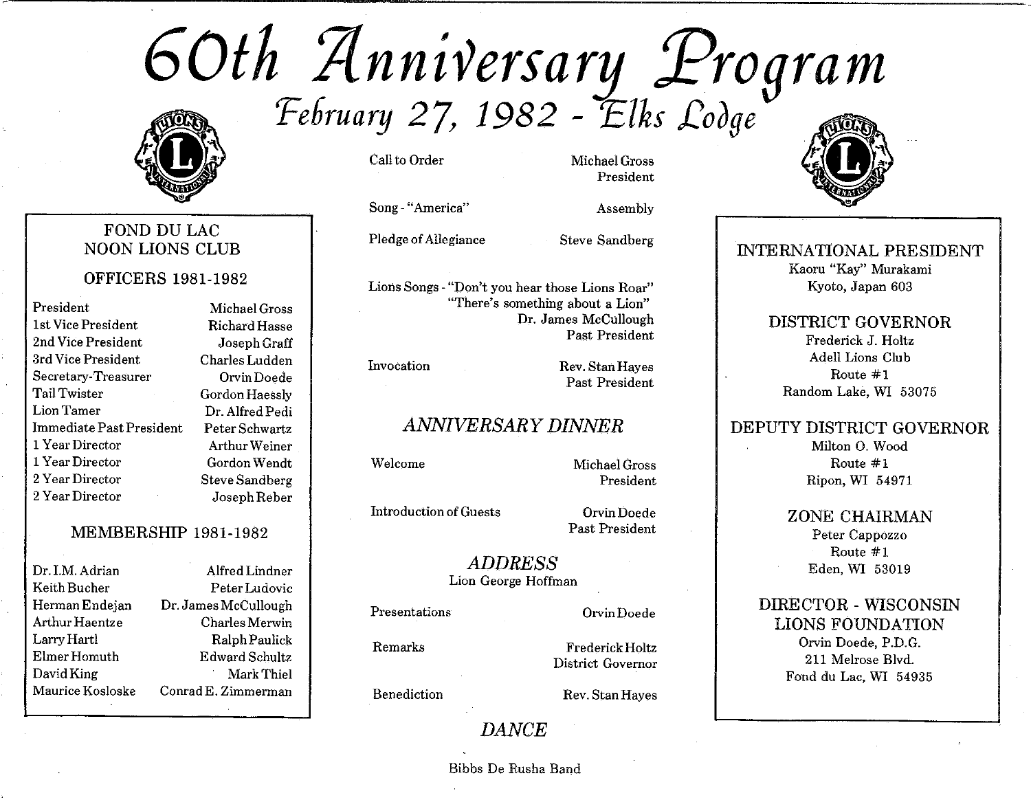# 60th Anniversary Program

## February 27, 1982 - Elks Lodge

### FOND DU LAC NOON LIONS CLUB

#### OFFICERS 1981-1982

| | |
|---|---|
| President | Michael Gross |
| 1st Vice President | Richard Hasse |
| 2nd Vice President | Joseph Graff |
| 3rd Vice President | Charles Ludden |
| Secretary-Treasurer | Orvin Doede |
| Tail Twister | Gordon Haessly |
| Lion Tamer | Dr. Alfred Pedi |
| Immediate Past President | Peter Schwartz |
| 1 Year Director | Arthur Weiner |
| 1 Year Director | Gordon Wendt |
| 2 Year Director | Steve Sandberg |
| 2 Year Director | Joseph Reber |

#### MEMBERSHIP 1981-1982

| | |
|---|---|
| Dr. I.M. Adrian | Alfred Lindner |
| Keith Bucher | Peter Ludovic |
| Herman Endejan | Dr. James McCullough |
| Arthur Haentze | Charles Merwin |
| Larry Hartl | Ralph Paulick |
| Elmer Homuth | Edward Schultz |
| David King | Mark Thiel |
| Maurice Kosloske | Conrad E. Zimmerman |

---

| | |
|---|---|
| Call to Order | Michael Gross<br>President |
| Song - "America" | Assembly |
| Pledge of Allegiance | Steve Sandberg |
| Lions Songs - "Don't you hear those Lions Roar"<br>"There's something about a Lion" | Dr. James McCullough<br>Past President |
| Invocation | Rev. Stan Hayes<br>Past President |

### *ANNIVERSARY DINNER*

| | |
|---|---|
| Welcome | Michael Gross<br>President |
| Introduction of Guests | Orvin Doede<br>Past President |

### *ADDRESS*

Lion George Hoffman

| | |
|---|---|
| Presentations | Orvin Doede |
| Remarks | Frederick Holtz<br>District Governor |
| Benediction | Rev. Stan Hayes |

### *DANCE*

Bibbs De Rusha Band

---

**INTERNATIONAL PRESIDENT**
Kaoru "Kay" Murakami
Kyoto, Japan 603

**DISTRICT GOVERNOR**
Frederick J. Holtz
Adell Lions Club
Route #1
Random Lake, WI 53075

**DEPUTY DISTRICT GOVERNOR**
Milton O. Wood
Route #1
Ripon, WI 54971

**ZONE CHAIRMAN**
Peter Cappozzo
Route #1
Eden, WI 53019

**DIRECTOR - WISCONSIN LIONS FOUNDATION**
Orvin Doede, P.D.G.
211 Melrose Blvd.
Fond du Lac, WI 54935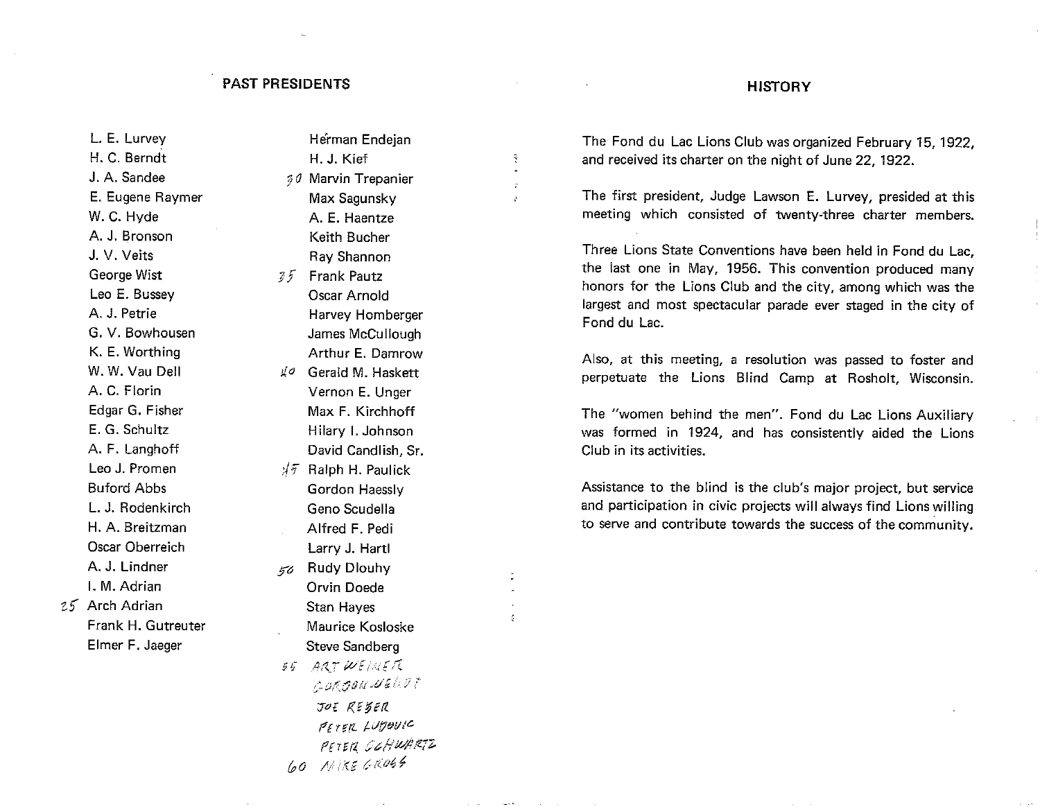## PAST PRESIDENTS

- L. E. Lurvey
- H. C. Berndt
- J. A. Sandee
- E. Eugene Raymer
- W. C. Hyde
- A. J. Bronson
- J. V. Veits
- George Wist
- Leo E. Bussey
- A. J. Petrie
- G. V. Bowhousen
- K. E. Worthing
- W. W. Vau Dell
- A. C. Florin
- Edgar G. Fisher
- E. G. Schultz
- A. F. Langhoff
- Leo J. Promen
- Buford Abbs
- L. J. Rodenkirch
- H. A. Breitzman
- Oscar Oberreich
- A. J. Lindner
- I. M. Adrian
- 25 Arch Adrian
- Frank H. Gutreuter
- Elmer F. Jaeger
- Herman Endejan
- H. J. Kief
- 30 Marvin Trepanier
- Max Sagunsky
- A. E. Haentze
- Keith Bucher
- Ray Shannon
- 35 Frank Pautz
- Oscar Arnold
- Harvey Homberger
- James McCullough
- Arthur E. Damrow
- 40 Gerald M. Haskett
- Vernon E. Unger
- Max F. Kirchhoff
- Hilary I. Johnson
- David Candlish, Sr.
- 45 Ralph H. Paulick
- Gordon Haessly
- Geno Scudella
- Alfred F. Pedi
- Larry J. Hartl
- 50 Rudy Dlouhy
- Orvin Doede
- Stan Hayes
- Maurice Kosloske
- Steve Sandberg
- 55 ART WEINER
- GORDON WEDDT
- JOE REBER
- PETER LUBOVIC
- PETER SCHWARTZ
- 60 MIKE GROSS

## HISTORY

The Fond du Lac Lions Club was organized February 15, 1922, and received its charter on the night of June 22, 1922.

The first president, Judge Lawson E. Lurvey, presided at this meeting which consisted of twenty-three charter members.

Three Lions State Conventions have been held in Fond du Lac, the last one in May, 1956. This convention produced many honors for the Lions Club and the city, among which was the largest and most spectacular parade ever staged in the city of Fond du Lac.

Also, at this meeting, a resolution was passed to foster and perpetuate the Lions Blind Camp at Rosholt, Wisconsin.

The "women behind the men". Fond du Lac Lions Auxiliary was formed in 1924, and has consistently aided the Lions Club in its activities.

Assistance to the blind is the club's major project, but service and participation in civic projects will always find Lions willing to serve and contribute towards the success of the community.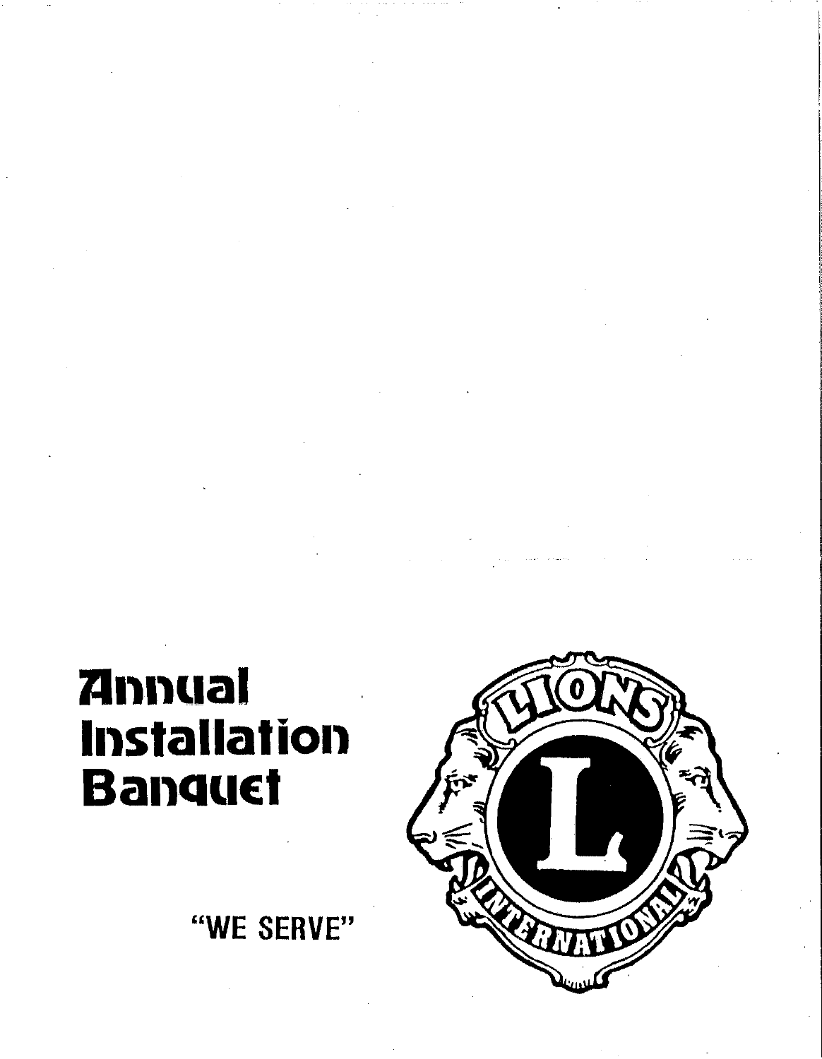# Annual Installation Banquet

"WE SERVE"

LIONS

L

INTERNATIONAL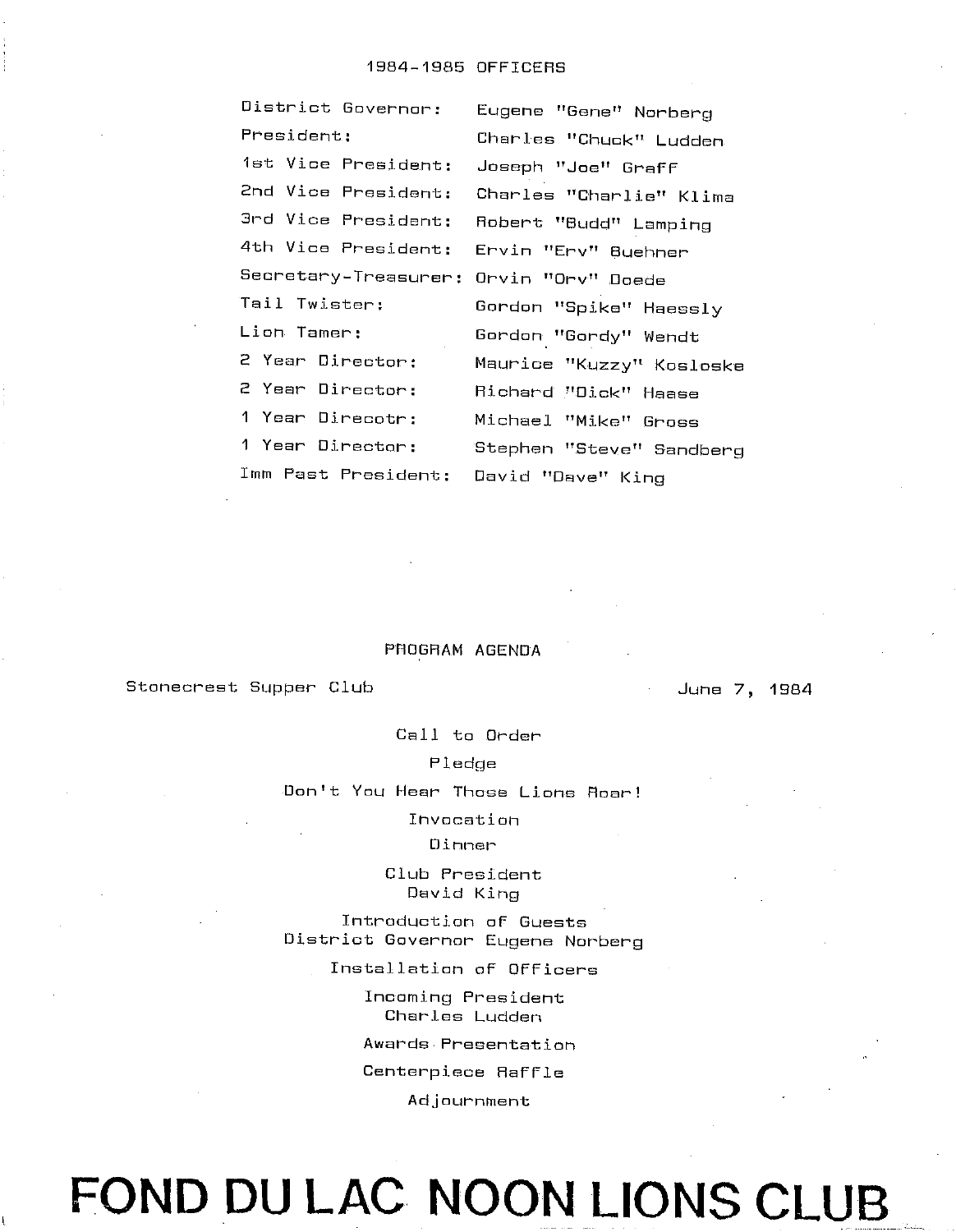## 1984-1985 OFFICERS

| | |
|---|---|
| District Governor: | Eugene "Gene" Norberg |
| President: | Charles "Chuck" Ludden |
| 1st Vice President: | Joseph "Joe" Graff |
| 2nd Vice President: | Charles "Charlie" Klima |
| 3rd Vice President: | Robert "Budd" Lamping |
| 4th Vice President: | Ervin "Erv" Buehner |
| Secretary-Treasurer: | Orvin "Orv" Doede |
| Tail Twister: | Gordon "Spike" Haessly |
| Lion Tamer: | Gordon "Gordy" Wendt |
| 2 Year Director: | Maurice "Kuzzy" Kosloske |
| 2 Year Director: | Richard "Dick" Haase |
| 1 Year Direcotr: | Michael "Mike" Gross |
| 1 Year Director: | Stephen "Steve" Sandberg |
| Imm Past President: | David "Dave" King |

## PROGRAM AGENDA

Stonecrest Supper Club — June 7, 1984

Call to Order

Pledge

Don't You Hear Those Lions Roar!

Invocation

Dinner

Club President
David King

Introduction of Guests
District Governor Eugene Norberg

Installation of Officers

Incoming President
Charles Ludden

Awards Presentation

Centerpiece Raffle

Adjournment

# FOND DU LAC NOON LIONS CLUB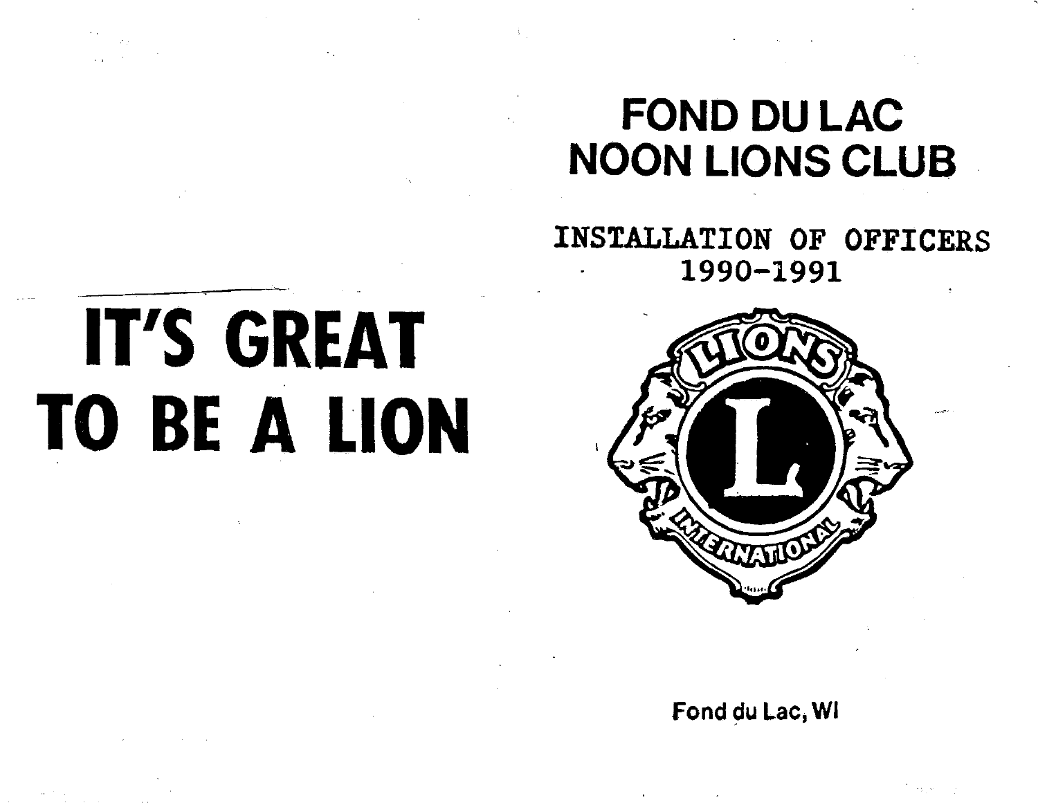# IT'S GREAT TO BE A LION

# FOND DU LAC NOON LIONS CLUB

## INSTALLATION OF OFFICERS 1990-1991

LIONS

L

INTERNATIONAL

Fond du Lac, WI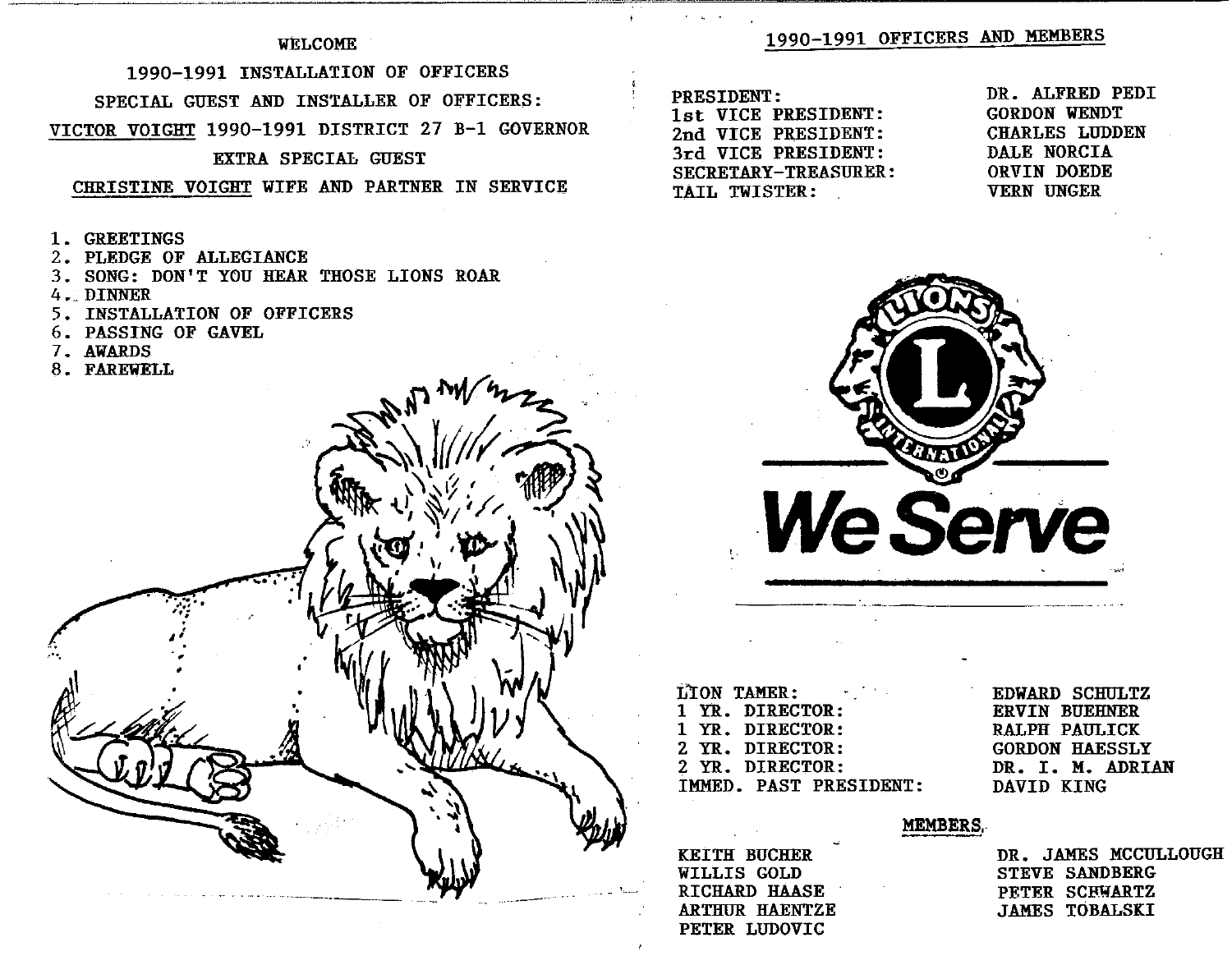WELCOME

1990-1991 INSTALLATION OF OFFICERS

SPECIAL GUEST AND INSTALLER OF OFFICERS:

VICTOR VOIGHT 1990-1991 DISTRICT 27 B-1 GOVERNOR

EXTRA SPECIAL GUEST

CHRISTINE VOIGHT WIFE AND PARTNER IN SERVICE

1. GREETINGS
2. PLEDGE OF ALLEGIANCE
3. SONG: DON'T YOU HEAR THOSE LIONS ROAR
4. DINNER
5. INSTALLATION OF OFFICERS
6. PASSING OF GAVEL
7. AWARDS
8. FAREWELL

## 1990-1991 OFFICERS AND MEMBERS

| | |
|---|---|
| PRESIDENT: | DR. ALFRED PEDI |
| 1st VICE PRESIDENT: | GORDON WENDT |
| 2nd VICE PRESIDENT: | CHARLES LUDDEN |
| 3rd VICE PRESIDENT: | DALE NORCIA |
| SECRETARY-TREASURER: | ORVIN DOEDE |
| TAIL TWISTER: | VERN UNGER |

LIONS INTERNATIONAL

We Serve

| | |
|---|---|
| LION TAMER: | EDWARD SCHULTZ |
| 1 YR. DIRECTOR: | ERVIN BUEHNER |
| 1 YR. DIRECTOR: | RALPH PAULICK |
| 2 YR. DIRECTOR: | GORDON HAESSLY |
| 2 YR. DIRECTOR: | DR. I. M. ADRIAN |
| IMMED. PAST PRESIDENT: | DAVID KING |

### MEMBERS

KEITH BUCHER
WILLIS GOLD
RICHARD HAASE
ARTHUR HAENTZE
PETER LUDOVIC
DR. JAMES MCCULLOUGH
STEVE SANDBERG
PETER SCHWARTZ
JAMES TOBALSKI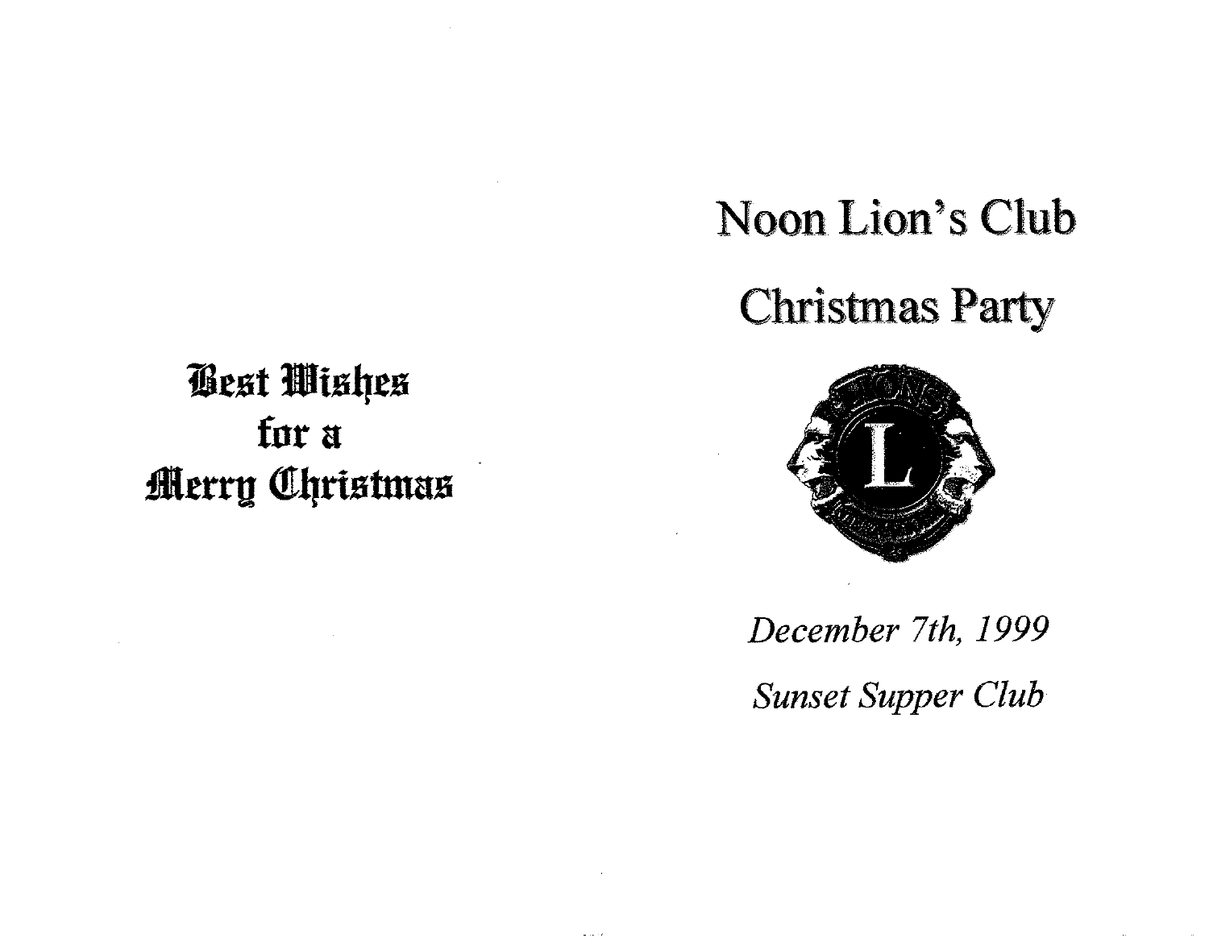**Best Wishes**
**for a**
**Merry Christmas**

# Noon Lion's Club

# Christmas Party

*December 7th, 1999*

*Sunset Supper Club*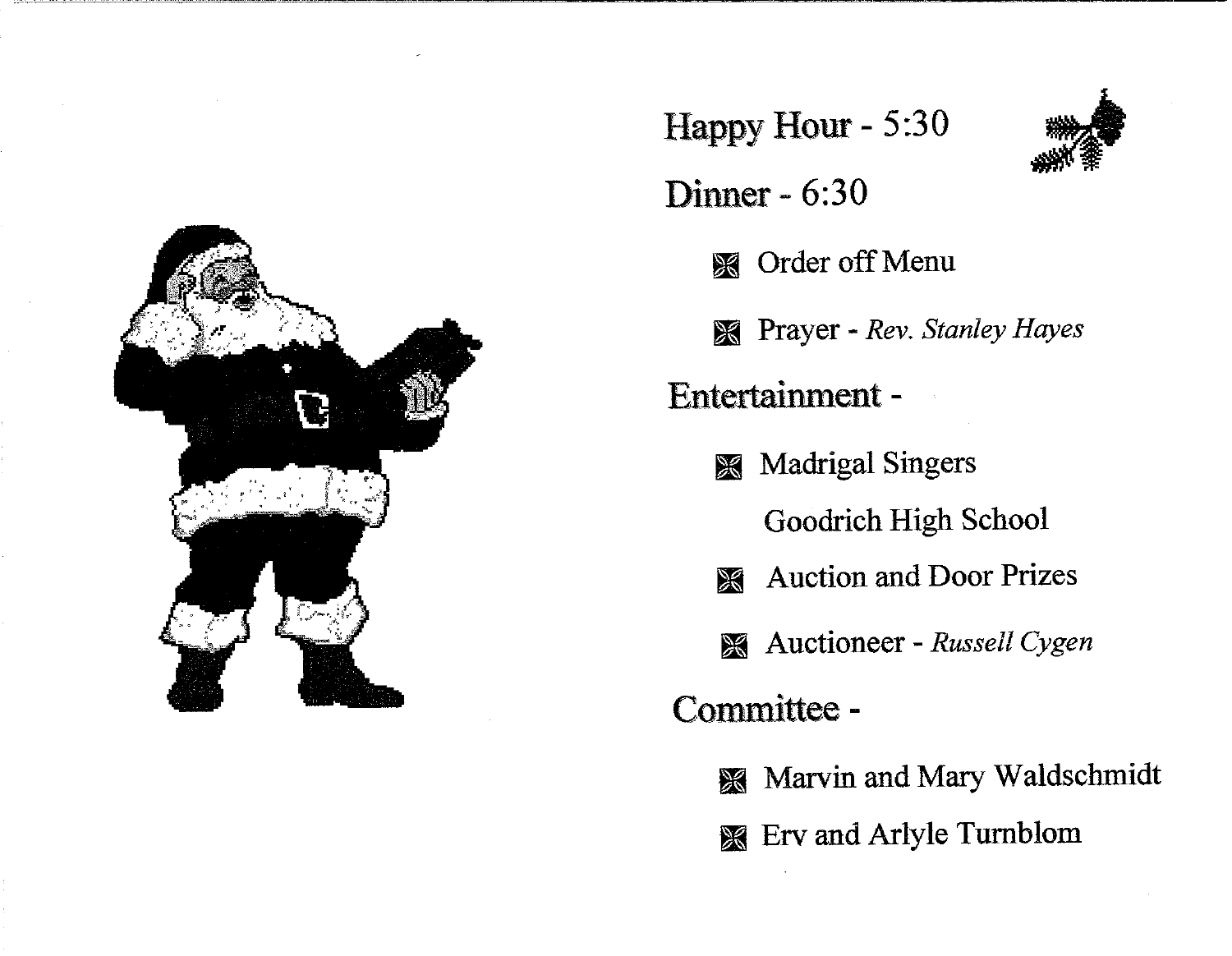**Happy Hour** - 5:30

**Dinner** - 6:30

- Order off Menu
- Prayer - *Rev. Stanley Hayes*

**Entertainment** -

- Madrigal Singers
  Goodrich High School
- Auction and Door Prizes
- Auctioneer - *Russell Cygen*

**Committee** -

- Marvin and Mary Waldschmidt
- Erv and Arlyle Turnblom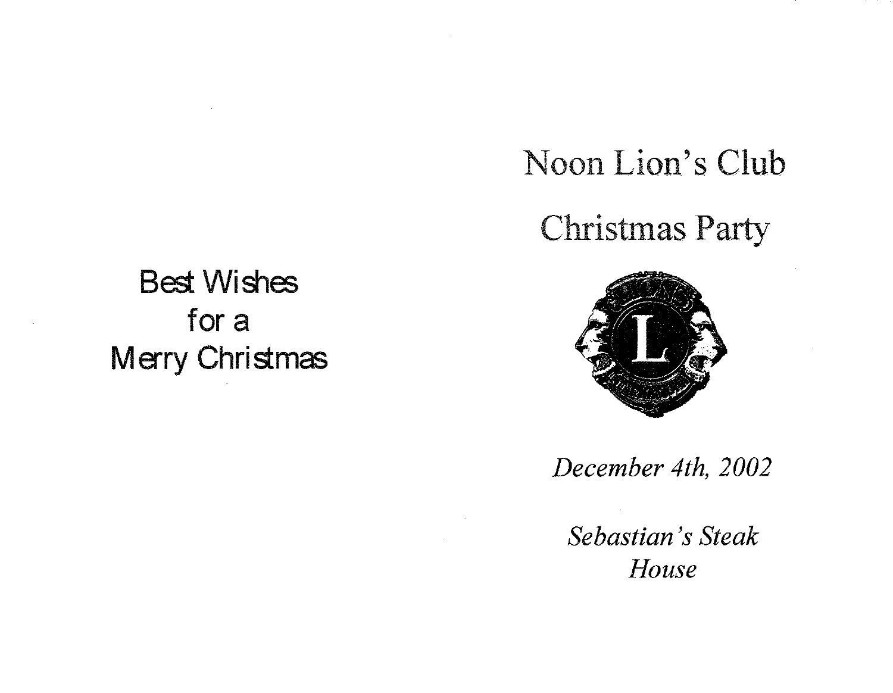Best Wishes
for a
Merry Christmas

# Noon Lion's Club

# Christmas Party

*December 4th, 2002*

*Sebastian's Steak House*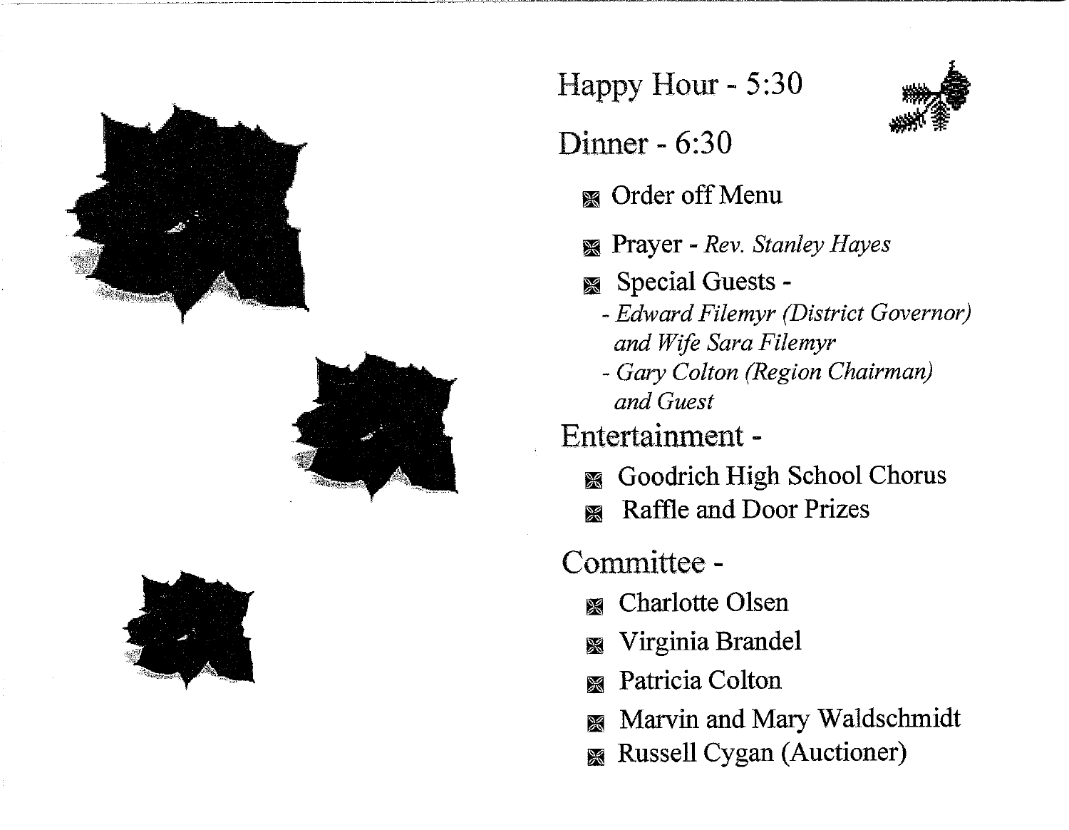Happy Hour - 5:30

Dinner - 6:30

- Order off Menu
- Prayer - *Rev. Stanley Hayes*
- Special Guests -
  - *Edward Filemyr (District Governor) and Wife Sara Filemyr*
  - *Gary Colton (Region Chairman) and Guest*

Entertainment -

- Goodrich High School Chorus
- Raffle and Door Prizes

Committee -

- Charlotte Olsen
- Virginia Brandel
- Patricia Colton
- Marvin and Mary Waldschmidt
- Russell Cygan (Auctioner)